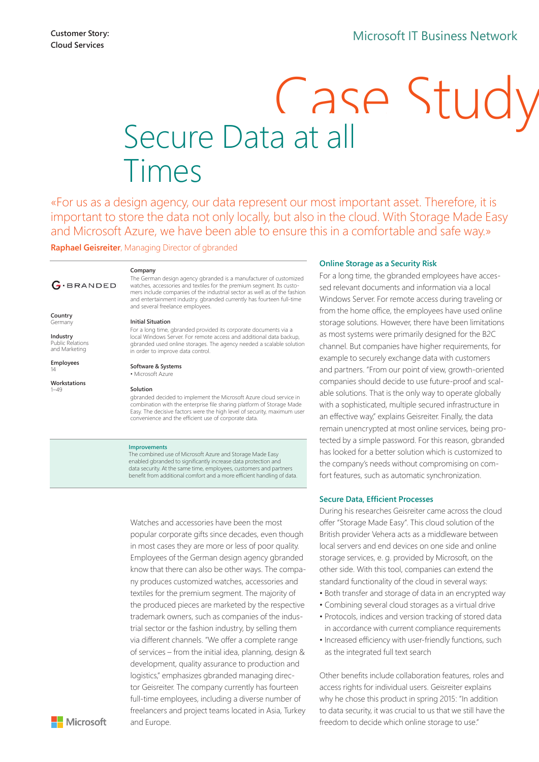Customer Story:
Cloud Services

Microsoft IT Business Network

# Case Study

# Secure Data at all Times

«For us as a design agency, our data represent our most important asset. Therefore, it is important to store the data not only locally, but also in the cloud. With Storage Made Easy and Microsoft Azure, we have been able to ensure this in a comfortable and safe way.»

**Raphael Geisreiter**, Managing Director of gbranded

G·BRANDED

**Country**
Germany

**Industry**
Public Relations and Marketing

**Employees**
14

**Workstations**
1–49

**Company**
The German design agency gbranded is a manufacturer of customized watches, accessories and textiles for the premium segment. Its customers include companies of the industrial sector as well as of the fashion and entertainment industry. gbranded currently has fourteen full-time and several freelance employees.

**Initial Situation**
For a long time, gbranded provided its corporate documents via a local Windows Server. For remote access and additional data backup, gbranded used online storages. The agency needed a scalable solution in order to improve data control.

**Software & Systems**
- Microsoft Azure

**Solution**
gbranded decided to implement the Microsoft Azure cloud service in combination with the enterprise file sharing platform of Storage Made Easy. The decisive factors were the high level of security, maximum user convenience and the efficient use of corporate data.

**Improvements**
The combined use of Microsoft Azure and Storage Made Easy enabled gbranded to significantly increase data protection and data security. At the same time, employees, customers and partners benefit from additional comfort and a more efficient handling of data.

Watches and accessories have been the most popular corporate gifts since decades, even though in most cases they are more or less of poor quality. Employees of the German design agency gbranded know that there can also be other ways. The company produces customized watches, accessories and textiles for the premium segment. The majority of the produced pieces are marketed by the respective trademark owners, such as companies of the industrial sector or the fashion industry, by selling them via different channels. "We offer a complete range of services – from the initial idea, planning, design & development, quality assurance to production and logistics," emphasizes gbranded managing director Geisreiter. The company currently has fourteen full-time employees, including a diverse number of freelancers and project teams located in Asia, Turkey and Europe.

## Online Storage as a Security Risk

For a long time, the gbranded employees have accessed relevant documents and information via a local Windows Server. For remote access during traveling or from the home office, the employees have used online storage solutions. However, there have been limitations as most systems were primarily designed for the B2C channel. But companies have higher requirements, for example to securely exchange data with customers and partners. "From our point of view, growth-oriented companies should decide to use future-proof and scalable solutions. That is the only way to operate globally with a sophisticated, multiple secured infrastructure in an effective way," explains Geisreiter. Finally, the data remain unencrypted at most online services, being protected by a simple password. For this reason, gbranded has looked for a better solution which is customized to the company's needs without compromising on comfort features, such as automatic synchronization.

## Secure Data, Efficient Processes

During his researches Geisreiter came across the cloud offer "Storage Made Easy". This cloud solution of the British provider Vehera acts as a middleware between local servers and end devices on one side and online storage services, e. g. provided by Microsoft, on the other side. With this tool, companies can extend the standard functionality of the cloud in several ways:

- Both transfer and storage of data in an encrypted way
- Combining several cloud storages as a virtual drive
- Protocols, indices and version tracking of stored data in accordance with current compliance requirements
- Increased efficiency with user-friendly functions, such as the integrated full text search

Other benefits include collaboration features, roles and access rights for individual users. Geisreiter explains why he chose this product in spring 2015: "In addition to data security, it was crucial to us that we still have the freedom to decide which online storage to use."

Microsoft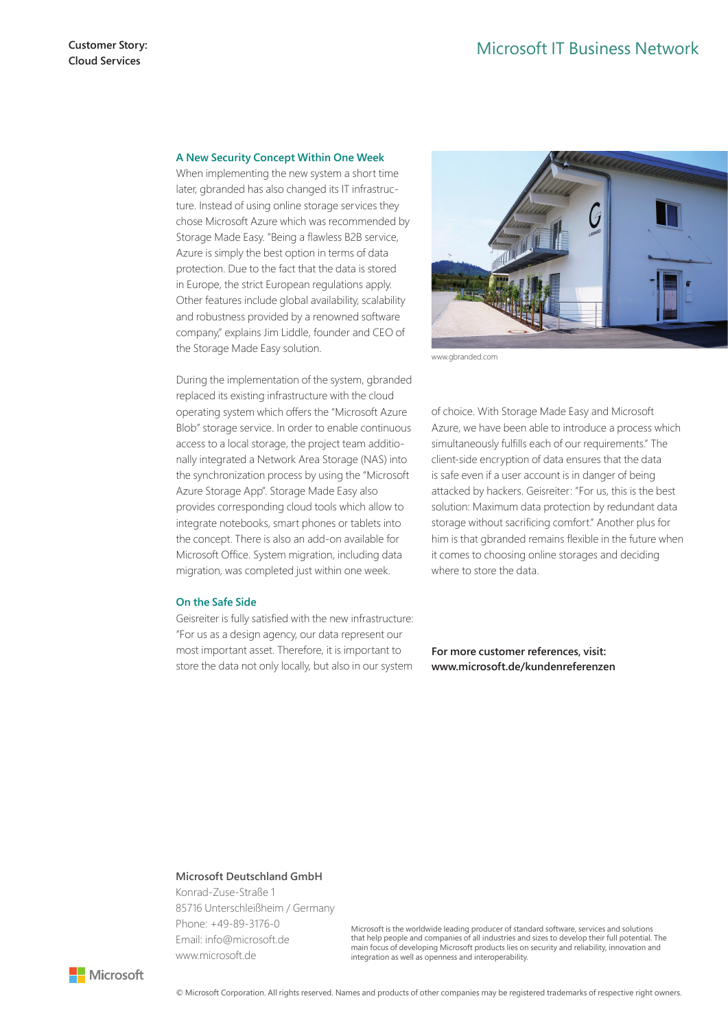## A New Security Concept Within One Week

When implementing the new system a short time later, gbranded has also changed its IT infrastructure. Instead of using online storage services they chose Microsoft Azure which was recommended by Storage Made Easy. "Being a flawless B2B service, Azure is simply the best option in terms of data protection. Due to the fact that the data is stored in Europe, the strict European regulations apply. Other features include global availability, scalability and robustness provided by a renowned software company," explains Jim Liddle, founder and CEO of the Storage Made Easy solution.

During the implementation of the system, gbranded replaced its existing infrastructure with the cloud operating system which offers the "Microsoft Azure Blob" storage service. In order to enable continuous access to a local storage, the project team additionally integrated a Network Area Storage (NAS) into the synchronization process by using the "Microsoft Azure Storage App". Storage Made Easy also provides corresponding cloud tools which allow to integrate notebooks, smart phones or tablets into the concept. There is also an add-on available for Microsoft Office. System migration, including data migration, was completed just within one week.

## On the Safe Side

Geisreiter is fully satisfied with the new infrastructure: "For us as a design agency, our data represent our most important asset. Therefore, it is important to store the data not only locally, but also in our system of choice. With Storage Made Easy and Microsoft Azure, we have been able to introduce a process which simultaneously fulfills each of our requirements." The client-side encryption of data ensures that the data is safe even if a user account is in danger of being attacked by hackers. Geisreiter: "For us, this is the best solution: Maximum data protection by redundant data storage without sacrificing comfort." Another plus for him is that gbranded remains flexible in the future when it comes to choosing online storages and deciding where to store the data.

www.gbranded.com

**For more customer references, visit:**
**www.microsoft.de/kundenreferenzen**

**Microsoft Deutschland GmbH**
Konrad-Zuse-Straße 1
85716 Unterschleißheim / Germany
Phone: +49-89-3176-0
Email: info@microsoft.de
www.microsoft.de

Microsoft is the worldwide leading producer of standard software, services and solutions that help people and companies of all industries and sizes to develop their full potential. The main focus of developing Microsoft products lies on security and reliability, innovation and integration as well as openness and interoperability.

Microsoft

© Microsoft Corporation. All rights reserved. Names and products of other companies may be registered trademarks of respective right owners.